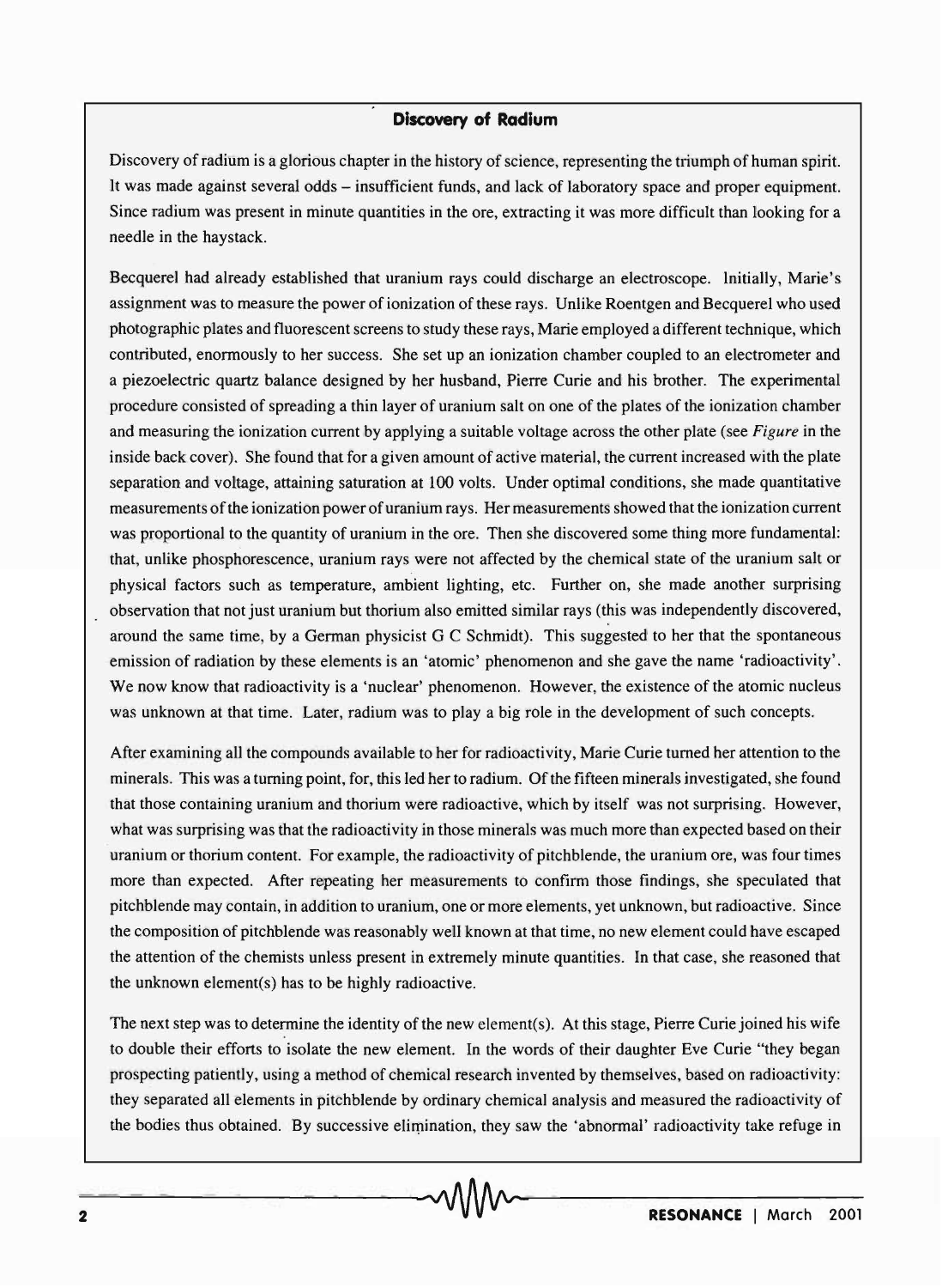## Discovery of Radium

Discovery of radium is a glorious chapter in the history of science, representing the triumph of human spirit. It was made against several odds – insufficient funds, and lack of laboratory space and proper equipment. Since radium was present in minute quantities in the ore, extracting it was more difficult than looking for a needle in the haystack.

Becquerel had already established that uranium rays could discharge an electroscope. Initially, Marie's assignment was to measure the power of ionization of these rays. Unlike Roentgen and Becquerel who used photographic plates and fluorescent screens to study these rays, Marie employed a different technique, which contributed, enormously to her success. She set up an ionization chamber coupled to an electrometer and a piezoelectric quartz balance designed by her husband, Pierre Curie and his brother. The experimental procedure consisted of spreading a thin layer of uranium salt on one of the plates of the ionization chamber and measuring the ionization current by applying a suitable voltage across the other plate (see *Figure* in the inside back cover). She found that for a given amount of active material, the current increased with the plate separation and voltage, attaining saturation at 100 volts. Under optimal conditions, she made quantitative measurements of the ionization power of uranium rays. Her measurements showed that the ionization current was proportional to the quantity of uranium in the ore. Then she discovered some thing more fundamental: that, unlike phosphorescence, uranium rays were not affected by the chemical state of the uranium salt or physical factors such as temperature, ambient lighting, etc. Further on, she made another surprising observation that not just uranium but thorium also emitted similar rays (this was independently discovered, around the same time, by a German physicist G C Schmidt). This suggested to her that the spontaneous emission of radiation by these elements is an 'atomic' phenomenon and she gave the name 'radioactivity'. We now know that radioactivity is a 'nuclear' phenomenon. However, the existence of the atomic nucleus was unknown at that time. Later, radium was to play a big role in the development of such concepts.

After examining all the compounds available to her for radioactivity, Marie Curie turned her attention to the minerals. This was a turning point, for, this led her to radium. Of the fifteen minerals investigated, she found that those containing uranium and thorium were radioactive, which by itself was not surprising. However, what was surprising was that the radioactivity in those minerals was much more than expected based on their uranium or thorium content. For example, the radioactivity of pitchblende, the uranium ore, was four times more than expected. After repeating her measurements to confirm those findings, she speculated that pitchblende may contain, in addition to uranium, one or more elements, yet unknown, but radioactive. Since the composition of pitchblende was reasonably well known at that time, no new element could have escaped the attention of the chemists unless present in extremely minute quantities. In that case, she reasoned that the unknown element(s) has to be highly radioactive.

The next step was to determine the identity of the new element(s). At this stage, Pierre Curie joined his wife to double their efforts to isolate the new element. In the words of their daughter Eve Curie "they began prospecting patiently, using a method of chemical research invented by themselves, based on radioactivity: they separated all elements in pitchblende by ordinary chemical analysis and measured the radioactivity of the bodies thus obtained. By successive elimination, they saw the 'abnormal' radioactivity take refuge in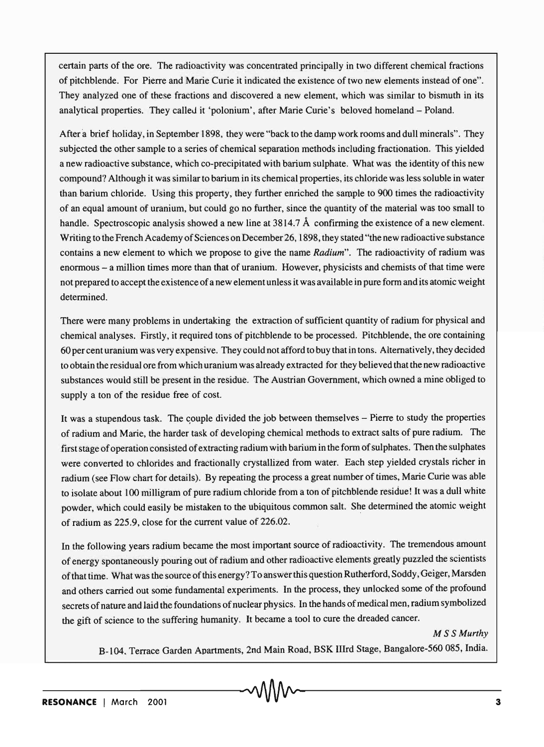certain parts of the ore. The radioactivity was concentrated principally in two different chemical fractions of pitchblende. For Pierre and Marie Curie it indicated the existence of two new elements instead of one". They analyzed one of these fractions and discovered a new element, which was similar to bismuth in its analytical properties. They called it 'polonium', after Marie Curie's beloved homeland – Poland.

After a brief holiday, in September 1898, they were "back to the damp work rooms and dull minerals". They subjected the other sample to a series of chemical separation methods including fractionation. This yielded a new radioactive substance, which co-precipitated with barium sulphate. What was the identity of this new compound? Although it was similar to barium in its chemical properties, its chloride was less soluble in water than barium chloride. Using this property, they further enriched the sample to 900 times the radioactivity of an equal amount of uranium, but could go no further, since the quantity of the material was too small to handle. Spectroscopic analysis showed a new line at 3814.7 Å confirming the existence of a new element. Writing to the French Academy of Sciences on December 26, 1898, they stated "the new radioactive substance contains a new element to which we propose to give the name *Radium*". The radioactivity of radium was enormous – a million times more than that of uranium. However, physicists and chemists of that time were not prepared to accept the existence of a new element unless it was available in pure form and its atomic weight determined.

There were many problems in undertaking the extraction of sufficient quantity of radium for physical and chemical analyses. Firstly, it required tons of pitchblende to be processed. Pitchblende, the ore containing 60 per cent uranium was very expensive. They could not afford to buy that in tons. Alternatively, they decided to obtain the residual ore from which uranium was already extracted for they believed that the new radioactive substances would still be present in the residue. The Austrian Government, which owned a mine obliged to supply a ton of the residue free of cost.

It was a stupendous task. The couple divided the job between themselves – Pierre to study the properties of radium and Marie, the harder task of developing chemical methods to extract salts of pure radium. The first stage of operation consisted of extracting radium with barium in the form of sulphates. Then the sulphates were converted to chlorides and fractionally crystallized from water. Each step yielded crystals richer in radium (see Flow chart for details). By repeating the process a great number of times, Marie Curie was able to isolate about 100 milligram of pure radium chloride from a ton of pitchblende residue! It was a dull white powder, which could easily be mistaken to the ubiquitous common salt. She determined the atomic weight of radium as 225.9, close for the current value of 226.02.

In the following years radium became the most important source of radioactivity. The tremendous amount of energy spontaneously pouring out of radium and other radioactive elements greatly puzzled the scientists of that time. What was the source of this energy? To answer this question Rutherford, Soddy, Geiger, Marsden and others carried out some fundamental experiments. In the process, they unlocked some of the profound secrets of nature and laid the foundations of nuclear physics. In the hands of medical men, radium symbolized the gift of science to the suffering humanity. It became a tool to cure the dreaded cancer.

*M S S Murthy*

B-104, Terrace Garden Apartments, 2nd Main Road, BSK IIIrd Stage, Bangalore-560 085, India.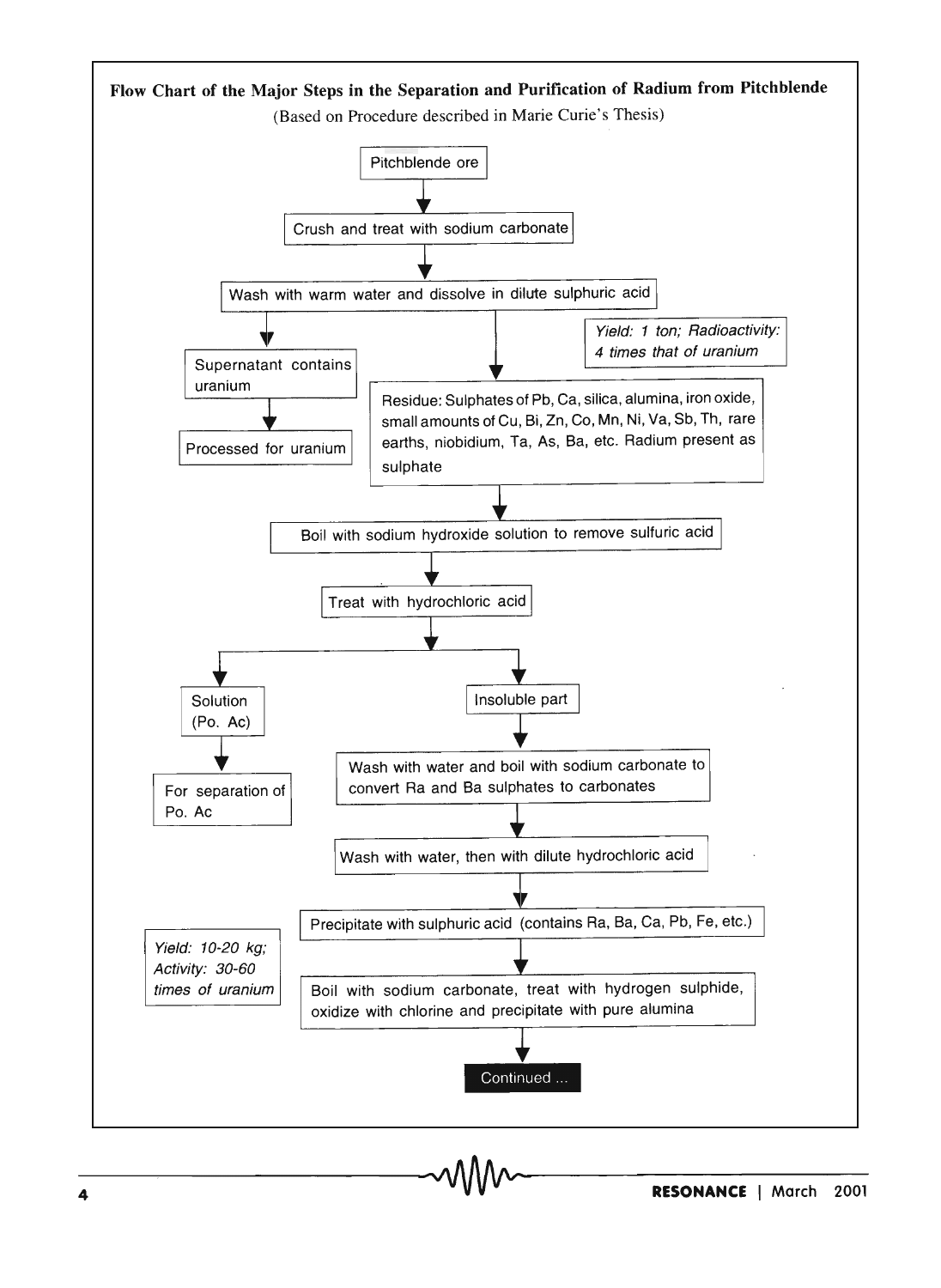**Flow Chart of the Major Steps in the Separation and Purification of Radium from Pitchblende**

(Based on Procedure described in Marie Curie's Thesis)

Pitchblende ore

↓

Crush and treat with sodium carbonate

↓

Wash with warm water and dissolve in dilute sulphuric acid

*Yield: 1 ton; Radioactivity: 4 times that of uranium*

↓ (supernatant branch)

Supernatant contains uranium

↓

Processed for uranium

↓ (residue branch)

Residue: Sulphates of Pb, Ca, silica, alumina, iron oxide, small amounts of Cu, Bi, Zn, Co, Mn, Ni, Va, Sb, Th, rare earths, niobidium, Ta, As, Ba, etc. Radium present as sulphate

↓

Boil with sodium hydroxide solution to remove sulfuric acid

↓

Treat with hydrochloric acid

↓ (solution branch)

Solution (Po. Ac)

↓

For separation of Po. Ac

↓ (insoluble branch)

Insoluble part

↓

Wash with water and boil with sodium carbonate to convert Ra and Ba sulphates to carbonates

↓

Wash with water, then with dilute hydrochloric acid

↓

Precipitate with sulphuric acid (contains Ra, Ba, Ca, Pb, Fe, etc.)

*Yield: 10-20 kg; Activity: 30-60 times of uranium*

↓

Boil with sodium carbonate, treat with hydrogen sulphide, oxidize with chlorine and precipitate with pure alumina

↓

Continued ...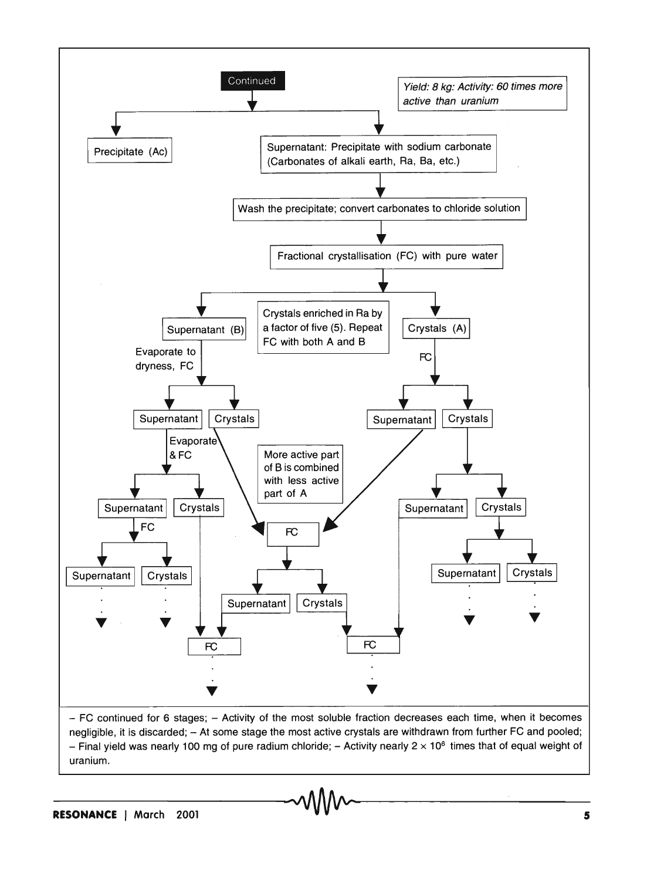Continued

*Yield: 8 kg: Activity: 60 times more active than uranium*

Precipitate (Ac)

Supernatant: Precipitate with sodium carbonate (Carbonates of alkali earth, Ra, Ba, etc.)

Wash the precipitate; convert carbonates to chloride solution

Fractional crystallisation (FC) with pure water

Supernatant (B)

Crystals enriched in Ra by a factor of five (5). Repeat FC with both A and B

Crystals (A)

Evaporate to dryness, FC

FC

Supernatant

Crystals

Supernatant

Crystals

Evaporate & FC

More active part of B is combined with less active part of A

Supernatant

Crystals

FC

Supernatant

Crystals

FC

Supernatant

Crystals

Supernatant

Crystals

Supernatant

Crystals

FC

FC

– FC continued for 6 stages; – Activity of the most soluble fraction decreases each time, when it becomes negligible, it is discarded; – At some stage the most active crystals are withdrawn from further FC and pooled; – Final yield was nearly 100 mg of pure radium chloride; – Activity nearly $2 \times 10^6$ times that of equal weight of uranium.